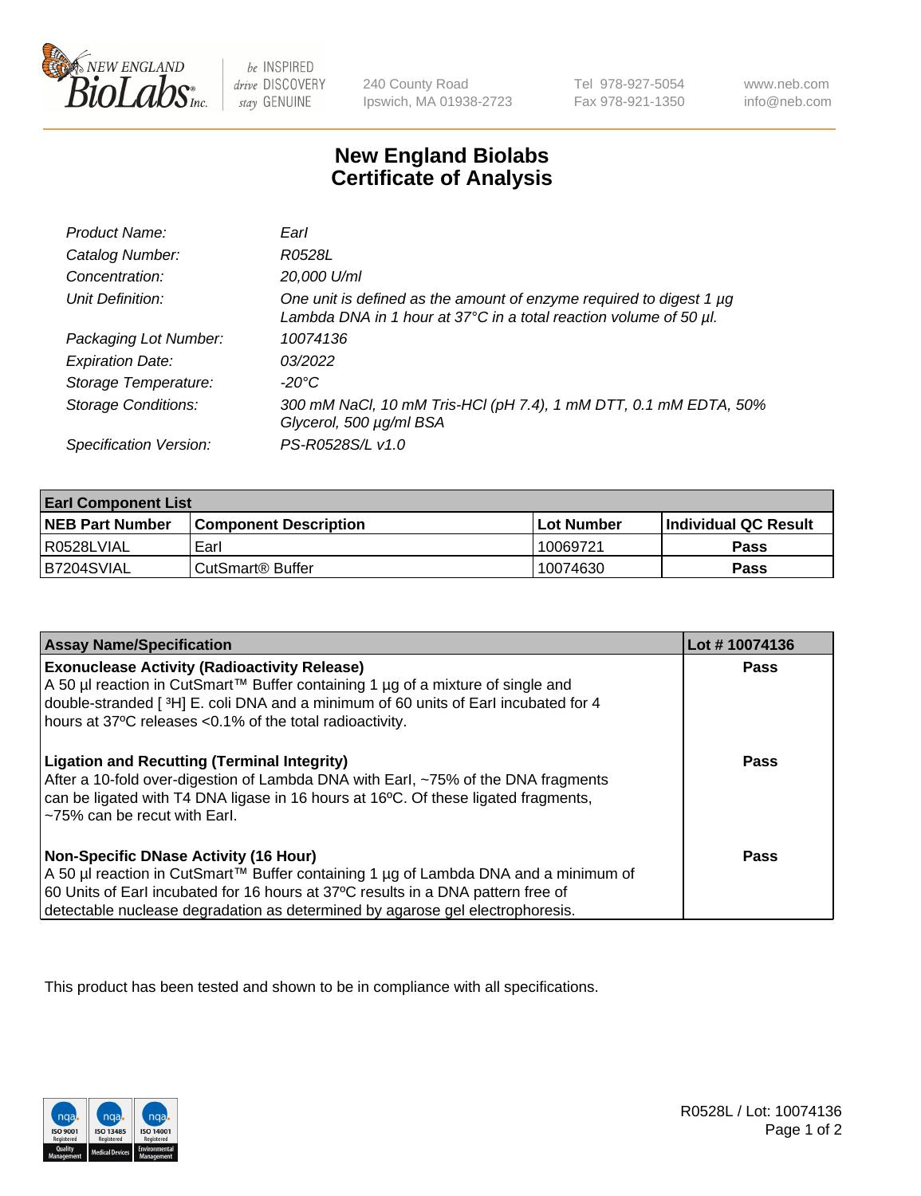# New England Biolabs Certificate of Analysis

| | |
|---|---|
| *Product Name:* | *EarI* |
| *Catalog Number:* | *R0528L* |
| *Concentration:* | *20,000 U/ml* |
| *Unit Definition:* | *One unit is defined as the amount of enzyme required to digest 1 µg Lambda DNA in 1 hour at 37°C in a total reaction volume of 50 µl.* |
| *Packaging Lot Number:* | *10074136* |
| *Expiration Date:* | *03/2022* |
| *Storage Temperature:* | *-20°C* |
| *Storage Conditions:* | *300 mM NaCl, 10 mM Tris-HCl (pH 7.4), 1 mM DTT, 0.1 mM EDTA, 50% Glycerol, 500 µg/ml BSA* |
| *Specification Version:* | *PS-R0528S/L v1.0* |

| **EarI Component List** | | | |
|---|---|---|---|
| **NEB Part Number** | **Component Description** | **Lot Number** | **Individual QC Result** |
| R0528LVIAL | EarI | 10069721 | **Pass** |
| B7204SVIAL | CutSmart® Buffer | 10074630 | **Pass** |

| **Assay Name/Specification** | **Lot # 10074136** |
|---|---|
| **Exonuclease Activity (Radioactivity Release)** A 50 µl reaction in CutSmart™ Buffer containing 1 µg of a mixture of single and double-stranded [ $^3$H] E. coli DNA and a minimum of 60 units of EarI incubated for 4 hours at 37ºC releases <0.1% of the total radioactivity. | **Pass** |
| **Ligation and Recutting (Terminal Integrity)** After a 10-fold over-digestion of Lambda DNA with EarI, ~75% of the DNA fragments can be ligated with T4 DNA ligase in 16 hours at 16ºC. Of these ligated fragments, ~75% can be recut with EarI. | **Pass** |
| **Non-Specific DNase Activity (16 Hour)** A 50 µl reaction in CutSmart™ Buffer containing 1 µg of Lambda DNA and a minimum of 60 Units of EarI incubated for 16 hours at 37ºC results in a DNA pattern free of detectable nuclease degradation as determined by agarose gel electrophoresis. | **Pass** |

This product has been tested and shown to be in compliance with all specifications.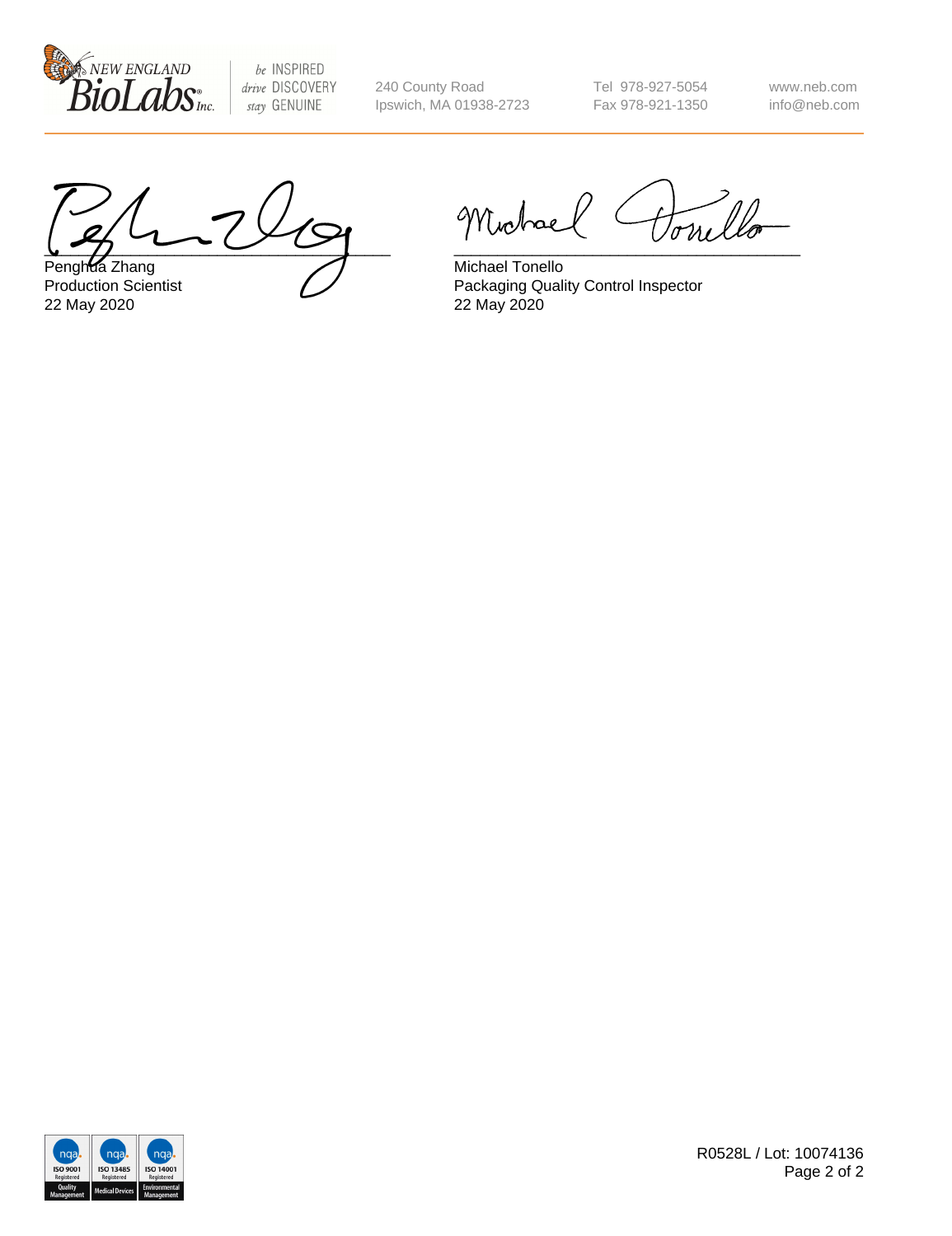NEW ENGLAND BioLabs Inc.

be INSPIRED drive DISCOVERY stay GENUINE

240 County Road
Ipswich, MA 01938-2723

Tel 978-927-5054
Fax 978-921-1350

www.neb.com
info@neb.com

Penghua Zhang
Production Scientist
22 May 2020

Michael Tonello
Packaging Quality Control Inspector
22 May 2020

ISO 9001 Registered Quality Management | ISO 13485 Registered Medical Devices | ISO 14001 Registered Environmental Management

R0528L / Lot: 10074136